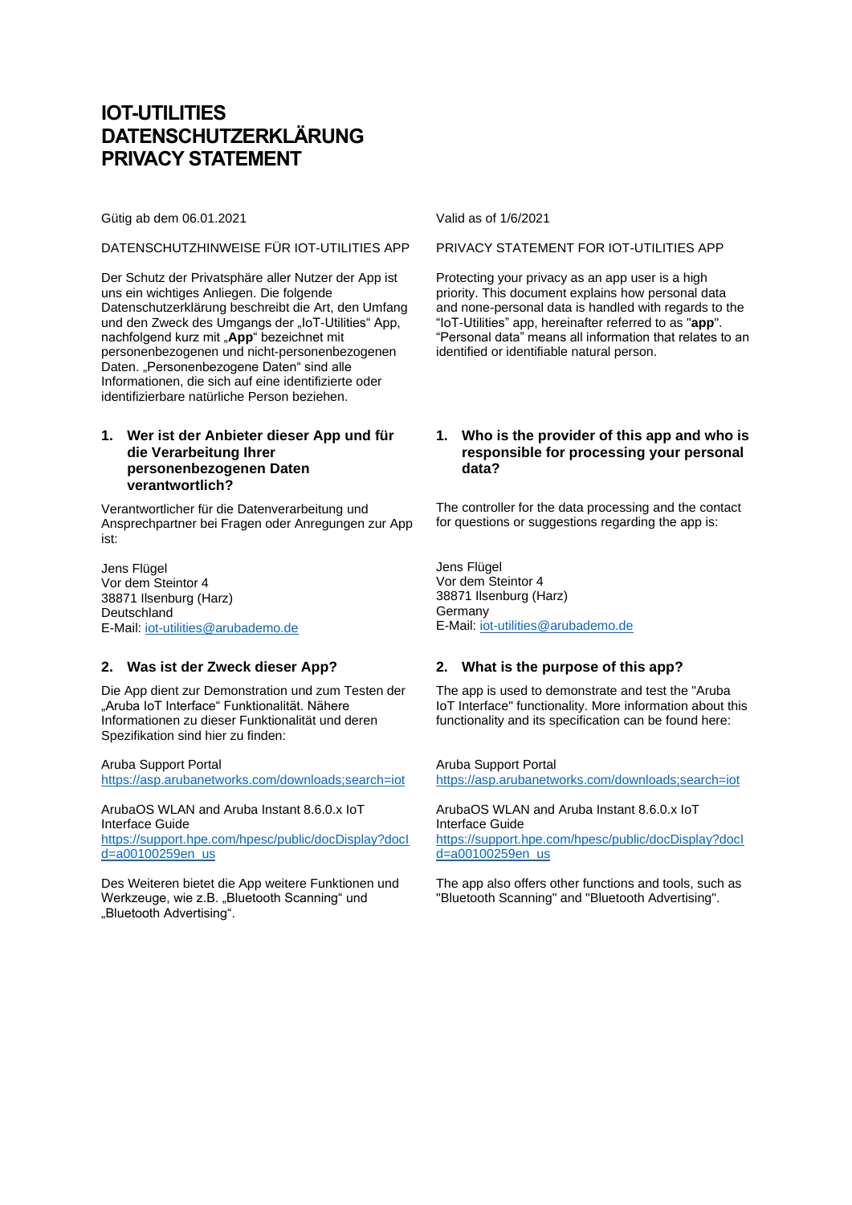# IOT-UTILITIES DATENSCHUTZERKLÄRUNG PRIVACY STATEMENT

Gütig ab dem 06.01.2021

DATENSCHUTZHINWEISE FÜR IOT-UTILITIES APP

Der Schutz der Privatsphäre aller Nutzer der App ist uns ein wichtiges Anliegen. Die folgende Datenschutzerklärung beschreibt die Art, den Umfang und den Zweck des Umgangs der „IoT-Utilities" App, nachfolgend kurz mit „**App**" bezeichnet mit personenbezogenen und nicht-personenbezogenen Daten. „Personenbezogene Daten" sind alle Informationen, die sich auf eine identifizierte oder identifizierbare natürliche Person beziehen.

## 1. Wer ist der Anbieter dieser App und für die Verarbeitung Ihrer personenbezogenen Daten verantwortlich?

Verantwortlicher für die Datenverarbeitung und Ansprechpartner bei Fragen oder Anregungen zur App ist:

Jens Flügel
Vor dem Steintor 4
38871 Ilsenburg (Harz)
Deutschland
E-Mail: iot-utilities@arubademo.de

## 2. Was ist der Zweck dieser App?

Die App dient zur Demonstration und zum Testen der „Aruba IoT Interface" Funktionalität. Nähere Informationen zu dieser Funktionalität und deren Spezifikation sind hier zu finden:

Aruba Support Portal
https://asp.arubanetworks.com/downloads;search=iot

ArubaOS WLAN and Aruba Instant 8.6.0.x IoT Interface Guide
https://support.hpe.com/hpesc/public/docDisplay?docId=a00100259en_us

Des Weiteren bietet die App weitere Funktionen und Werkzeuge, wie z.B. „Bluetooth Scanning" und „Bluetooth Advertising".

Valid as of 1/6/2021

PRIVACY STATEMENT FOR IOT-UTILITIES APP

Protecting your privacy as an app user is a high priority. This document explains how personal data and none-personal data is handled with regards to the "IoT-Utilities" app, hereinafter referred to as "**app**". "Personal data" means all information that relates to an identified or identifiable natural person.

## 1. Who is the provider of this app and who is responsible for processing your personal data?

The controller for the data processing and the contact for questions or suggestions regarding the app is:

Jens Flügel
Vor dem Steintor 4
38871 Ilsenburg (Harz)
Germany
E-Mail: iot-utilities@arubademo.de

## 2. What is the purpose of this app?

The app is used to demonstrate and test the "Aruba IoT Interface" functionality. More information about this functionality and its specification can be found here:

Aruba Support Portal
https://asp.arubanetworks.com/downloads;search=iot

ArubaOS WLAN and Aruba Instant 8.6.0.x IoT Interface Guide
https://support.hpe.com/hpesc/public/docDisplay?docId=a00100259en_us

The app also offers other functions and tools, such as "Bluetooth Scanning" and "Bluetooth Advertising".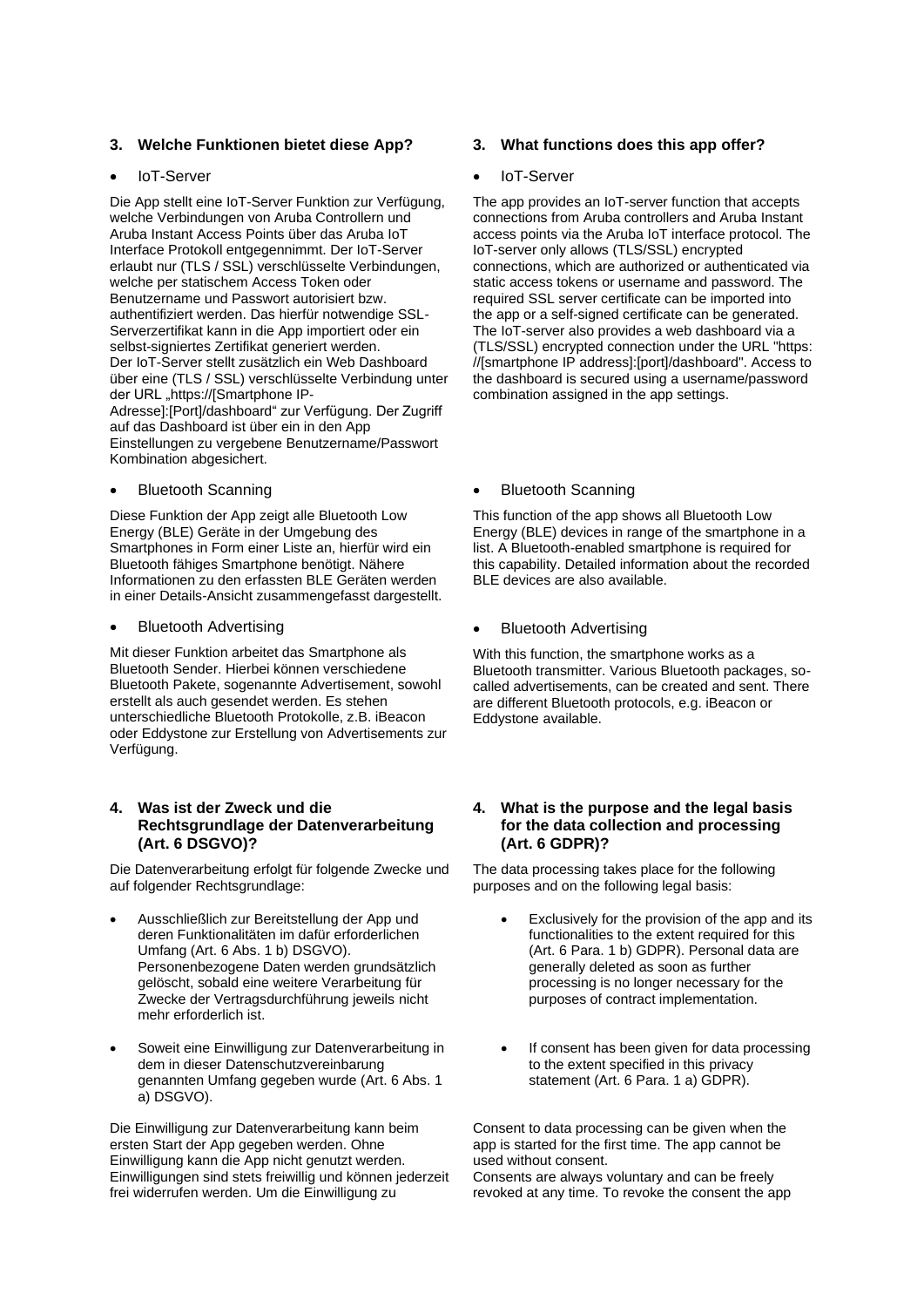### 3. Welche Funktionen bietet diese App?

- IoT-Server

Die App stellt eine IoT-Server Funktion zur Verfügung, welche Verbindungen von Aruba Controllern und Aruba Instant Access Points über das Aruba IoT Interface Protokoll entgegennimmt. Der IoT-Server erlaubt nur (TLS / SSL) verschlüsselte Verbindungen, welche per statischem Access Token oder Benutzername und Passwort autorisiert bzw. authentifiziert werden. Das hierfür notwendige SSL-Serverzertifikat kann in die App importiert oder ein selbst-signiertes Zertifikat generiert werden.
Der IoT-Server stellt zusätzlich ein Web Dashboard über eine (TLS / SSL) verschlüsselte Verbindung unter der URL „https://[Smartphone IP-Adresse]:[Port]/dashboard“ zur Verfügung. Der Zugriff auf das Dashboard ist über ein in den App Einstellungen zu vergebene Benutzername/Passwort Kombination abgesichert.

- Bluetooth Scanning

Diese Funktion der App zeigt alle Bluetooth Low Energy (BLE) Geräte in der Umgebung des Smartphones in Form einer Liste an, hierfür wird ein Bluetooth fähiges Smartphone benötigt. Nähere Informationen zu den erfassten BLE Geräten werden in einer Details-Ansicht zusammengefasst dargestellt.

- Bluetooth Advertising

Mit dieser Funktion arbeitet das Smartphone als Bluetooth Sender. Hierbei können verschiedene Bluetooth Pakete, sogenannte Advertisement, sowohl erstellt als auch gesendet werden. Es stehen unterschiedliche Bluetooth Protokolle, z.B. iBeacon oder Eddystone zur Erstellung von Advertisements zur Verfügung.

### 3. What functions does this app offer?

- IoT-Server

The app provides an IoT-server function that accepts connections from Aruba controllers and Aruba Instant access points via the Aruba IoT interface protocol. The IoT-server only allows (TLS/SSL) encrypted connections, which are authorized or authenticated via static access tokens or username and password. The required SSL server certificate can be imported into the app or a self-signed certificate can be generated. The IoT-server also provides a web dashboard via a (TLS/SSL) encrypted connection under the URL "https://[smartphone IP address]:[port]/dashboard". Access to the dashboard is secured using a username/password combination assigned in the app settings.

- Bluetooth Scanning

This function of the app shows all Bluetooth Low Energy (BLE) devices in range of the smartphone in a list. A Bluetooth-enabled smartphone is required for this capability. Detailed information about the recorded BLE devices are also available.

- Bluetooth Advertising

With this function, the smartphone works as a Bluetooth transmitter. Various Bluetooth packages, so-called advertisements, can be created and sent. There are different Bluetooth protocols, e.g. iBeacon or Eddystone available.

### 4. Was ist der Zweck und die Rechtsgrundlage der Datenverarbeitung (Art. 6 DSGVO)?

Die Datenverarbeitung erfolgt für folgende Zwecke und auf folgender Rechtsgrundlage:

- Ausschließlich zur Bereitstellung der App und deren Funktionalitäten im dafür erforderlichen Umfang (Art. 6 Abs. 1 b) DSGVO). Personenbezogene Daten werden grundsätzlich gelöscht, sobald eine weitere Verarbeitung für Zwecke der Vertragsdurchführung jeweils nicht mehr erforderlich ist.
- Soweit eine Einwilligung zur Datenverarbeitung in dem in dieser Datenschutzvereinbarung genannten Umfang gegeben wurde (Art. 6 Abs. 1 a) DSGVO).

Die Einwilligung zur Datenverarbeitung kann beim ersten Start der App gegeben werden. Ohne Einwilligung kann die App nicht genutzt werden. Einwilligungen sind stets freiwillig und können jederzeit frei widerrufen werden. Um die Einwilligung zu

### 4. What is the purpose and the legal basis for the data collection and processing (Art. 6 GDPR)?

The data processing takes place for the following purposes and on the following legal basis:

- Exclusively for the provision of the app and its functionalities to the extent required for this (Art. 6 Para. 1 b) GDPR). Personal data are generally deleted as soon as further processing is no longer necessary for the purposes of contract implementation.
- If consent has been given for data processing to the extent specified in this privacy statement (Art. 6 Para. 1 a) GDPR).

Consent to data processing can be given when the app is started for the first time. The app cannot be used without consent.
Consents are always voluntary and can be freely revoked at any time. To revoke the consent the app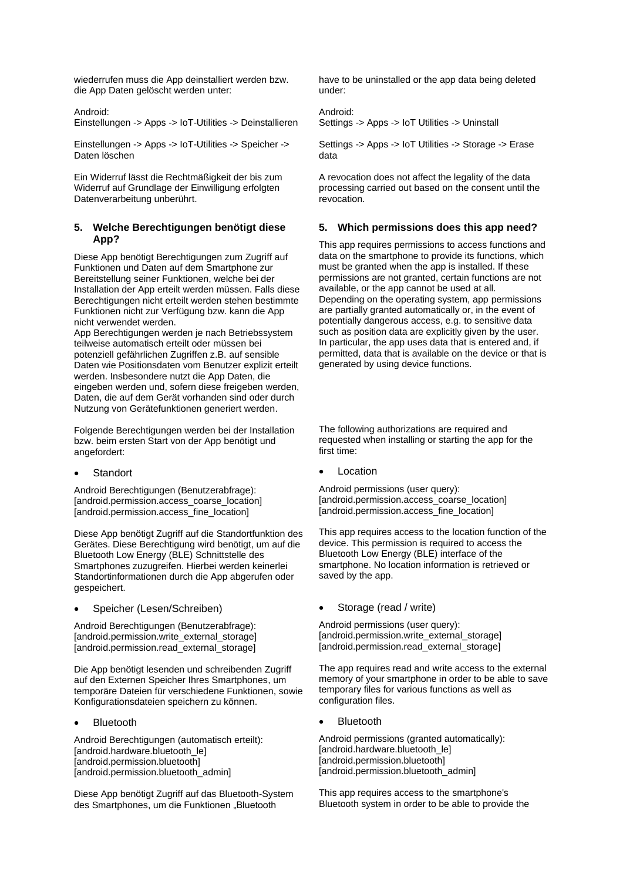wiederrufen muss die App deinstalliert werden bzw. die App Daten gelöscht werden unter:

Android:
Einstellungen -> Apps -> IoT-Utilities -> Deinstallieren

Einstellungen -> Apps -> IoT-Utilities -> Speicher -> Daten löschen

Ein Widerruf lässt die Rechtmäßigkeit der bis zum Widerruf auf Grundlage der Einwilligung erfolgten Datenverarbeitung unberührt.

## 5. Welche Berechtigungen benötigt diese App?

Diese App benötigt Berechtigungen zum Zugriff auf Funktionen und Daten auf dem Smartphone zur Bereitstellung seiner Funktionen, welche bei der Installation der App erteilt werden müssen. Falls diese Berechtigungen nicht erteilt werden stehen bestimmte Funktionen nicht zur Verfügung bzw. kann die App nicht verwendet werden.
App Berechtigungen werden je nach Betriebssystem teilweise automatisch erteilt oder müssen bei potenziell gefährlichen Zugriffen z.B. auf sensible Daten wie Positionsdaten vom Benutzer explizit erteilt werden. Insbesondere nutzt die App Daten, die eingeben werden und, sofern diese freigeben werden, Daten, die auf dem Gerät vorhanden sind oder durch Nutzung von Gerätefunktionen generiert werden.

Folgende Berechtigungen werden bei der Installation bzw. beim ersten Start von der App benötigt und angefordert:

- Standort

Android Berechtigungen (Benutzerabfrage):
[android.permission.access_coarse_location]
[android.permission.access_fine_location]

Diese App benötigt Zugriff auf die Standortfunktion des Gerätes. Diese Berechtigung wird benötigt, um auf die Bluetooth Low Energy (BLE) Schnittstelle des Smartphones zuzugreifen. Hierbei werden keinerlei Standortinformationen durch die App abgerufen oder gespeichert.

- Speicher (Lesen/Schreiben)

Android Berechtigungen (Benutzerabfrage):
[android.permission.write_external_storage]
[android.permission.read_external_storage]

Die App benötigt lesenden und schreibenden Zugriff auf den Externen Speicher Ihres Smartphones, um temporäre Dateien für verschiedene Funktionen, sowie Konfigurationsdateien speichern zu können.

- Bluetooth

Android Berechtigungen (automatisch erteilt):
[android.hardware.bluetooth_le]
[android.permission.bluetooth]
[android.permission.bluetooth_admin]

Diese App benötigt Zugriff auf das Bluetooth-System des Smartphones, um die Funktionen „Bluetooth

have to be uninstalled or the app data being deleted under:

Android:
Settings -> Apps -> IoT Utilities -> Uninstall

Settings -> Apps -> IoT Utilities -> Storage -> Erase data

A revocation does not affect the legality of the data processing carried out based on the consent until the revocation.

## 5. Which permissions does this app need?

This app requires permissions to access functions and data on the smartphone to provide its functions, which must be granted when the app is installed. If these permissions are not granted, certain functions are not available, or the app cannot be used at all.
Depending on the operating system, app permissions are partially granted automatically or, in the event of potentially dangerous access, e.g. to sensitive data such as position data are explicitly given by the user. In particular, the app uses data that is entered and, if permitted, data that is available on the device or that is generated by using device functions.

The following authorizations are required and requested when installing or starting the app for the first time:

- Location

Android permissions (user query):
[android.permission.access_coarse_location]
[android.permission.access_fine_location]

This app requires access to the location function of the device. This permission is required to access the Bluetooth Low Energy (BLE) interface of the smartphone. No location information is retrieved or saved by the app.

- Storage (read / write)

Android permissions (user query):
[android.permission.write_external_storage]
[android.permission.read_external_storage]

The app requires read and write access to the external memory of your smartphone in order to be able to save temporary files for various functions as well as configuration files.

- Bluetooth

Android permissions (granted automatically):
[android.hardware.bluetooth_le]
[android.permission.bluetooth]
[android.permission.bluetooth_admin]

This app requires access to the smartphone's Bluetooth system in order to be able to provide the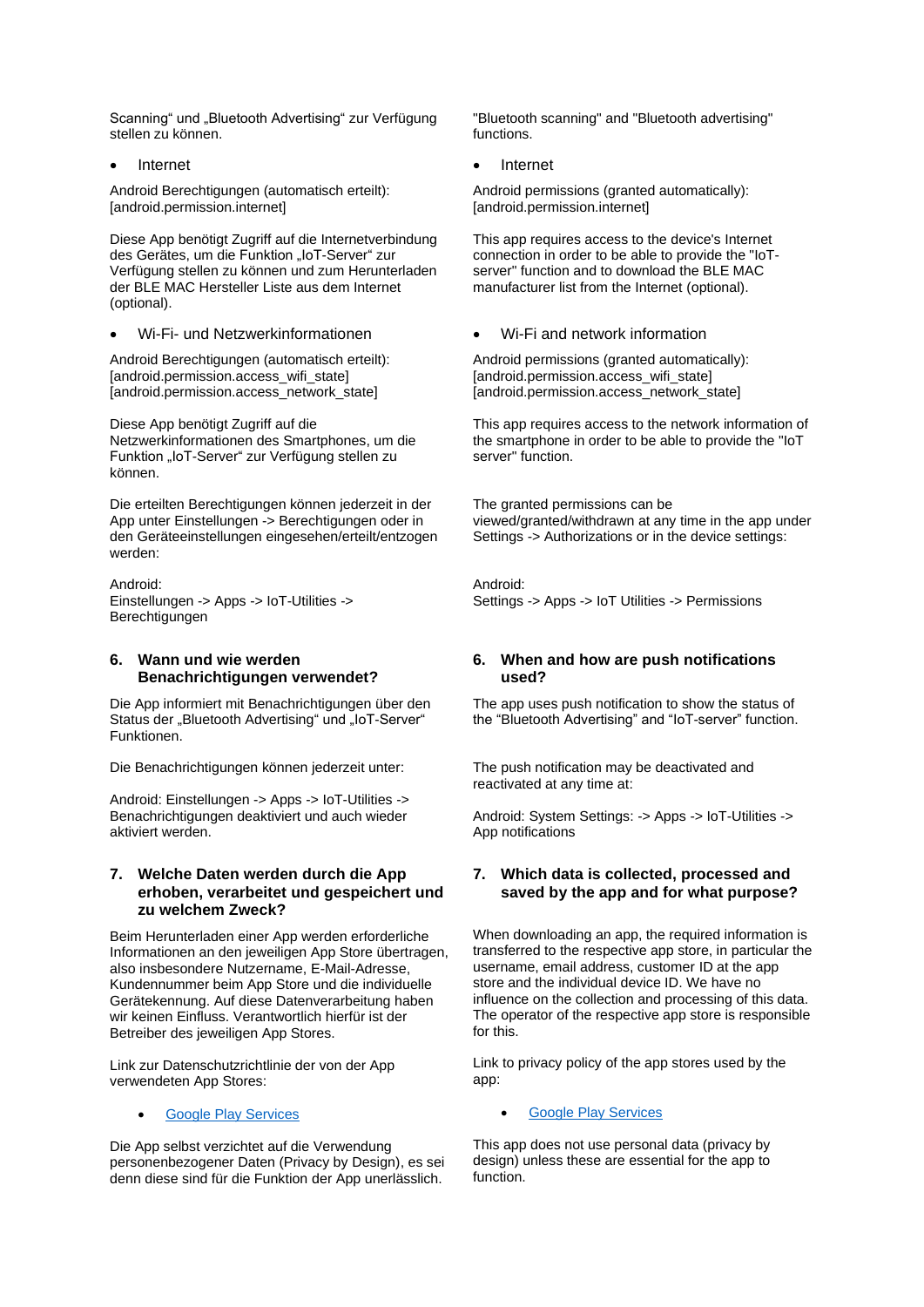Scanning“ und „Bluetooth Advertising“ zur Verfügung stellen zu können.

- Internet

Android Berechtigungen (automatisch erteilt): [android.permission.internet]

Diese App benötigt Zugriff auf die Internetverbindung des Gerätes, um die Funktion „IoT-Server“ zur Verfügung stellen zu können und zum Herunterladen der BLE MAC Hersteller Liste aus dem Internet (optional).

- Wi-Fi- und Netzwerkinformationen

Android Berechtigungen (automatisch erteilt): [android.permission.access_wifi_state] [android.permission.access_network_state]

Diese App benötigt Zugriff auf die Netzwerkinformationen des Smartphones, um die Funktion „IoT-Server“ zur Verfügung stellen zu können.

Die erteilten Berechtigungen können jederzeit in der App unter Einstellungen -> Berechtigungen oder in den Geräteeinstellungen eingesehen/erteilt/entzogen werden:

Android:
Einstellungen -> Apps -> IoT-Utilities -> Berechtigungen

## 6. Wann und wie werden Benachrichtigungen verwendet?

Die App informiert mit Benachrichtigungen über den Status der „Bluetooth Advertising“ und „IoT-Server“ Funktionen.

Die Benachrichtigungen können jederzeit unter:

Android: Einstellungen -> Apps -> IoT-Utilities -> Benachrichtigungen deaktiviert und auch wieder aktiviert werden.

## 7. Welche Daten werden durch die App erhoben, verarbeitet und gespeichert und zu welchem Zweck?

Beim Herunterladen einer App werden erforderliche Informationen an den jeweiligen App Store übertragen, also insbesondere Nutzername, E-Mail-Adresse, Kundennummer beim App Store und die individuelle Gerätekennung. Auf diese Datenverarbeitung haben wir keinen Einfluss. Verantwortlich hierfür ist der Betreiber des jeweiligen App Stores.

Link zur Datenschutzrichtlinie der von der App verwendeten App Stores:

- Google Play Services

Die App selbst verzichtet auf die Verwendung personenbezogener Daten (Privacy by Design), es sei denn diese sind für die Funktion der App unerlässlich.

"Bluetooth scanning" and "Bluetooth advertising" functions.

- Internet

Android permissions (granted automatically): [android.permission.internet]

This app requires access to the device's Internet connection in order to be able to provide the "IoT-server" function and to download the BLE MAC manufacturer list from the Internet (optional).

- Wi-Fi and network information

Android permissions (granted automatically): [android.permission.access_wifi_state] [android.permission.access_network_state]

This app requires access to the network information of the smartphone in order to be able to provide the "IoT server" function.

The granted permissions can be viewed/granted/withdrawn at any time in the app under Settings -> Authorizations or in the device settings:

Android:
Settings -> Apps -> IoT Utilities -> Permissions

## 6. When and how are push notifications used?

The app uses push notification to show the status of the “Bluetooth Advertising” and “IoT-server” function.

The push notification may be deactivated and reactivated at any time at:

Android: System Settings: -> Apps -> IoT-Utilities -> App notifications

## 7. Which data is collected, processed and saved by the app and for what purpose?

When downloading an app, the required information is transferred to the respective app store, in particular the username, email address, customer ID at the app store and the individual device ID. We have no influence on the collection and processing of this data. The operator of the respective app store is responsible for this.

Link to privacy policy of the app stores used by the app:

- Google Play Services

This app does not use personal data (privacy by design) unless these are essential for the app to function.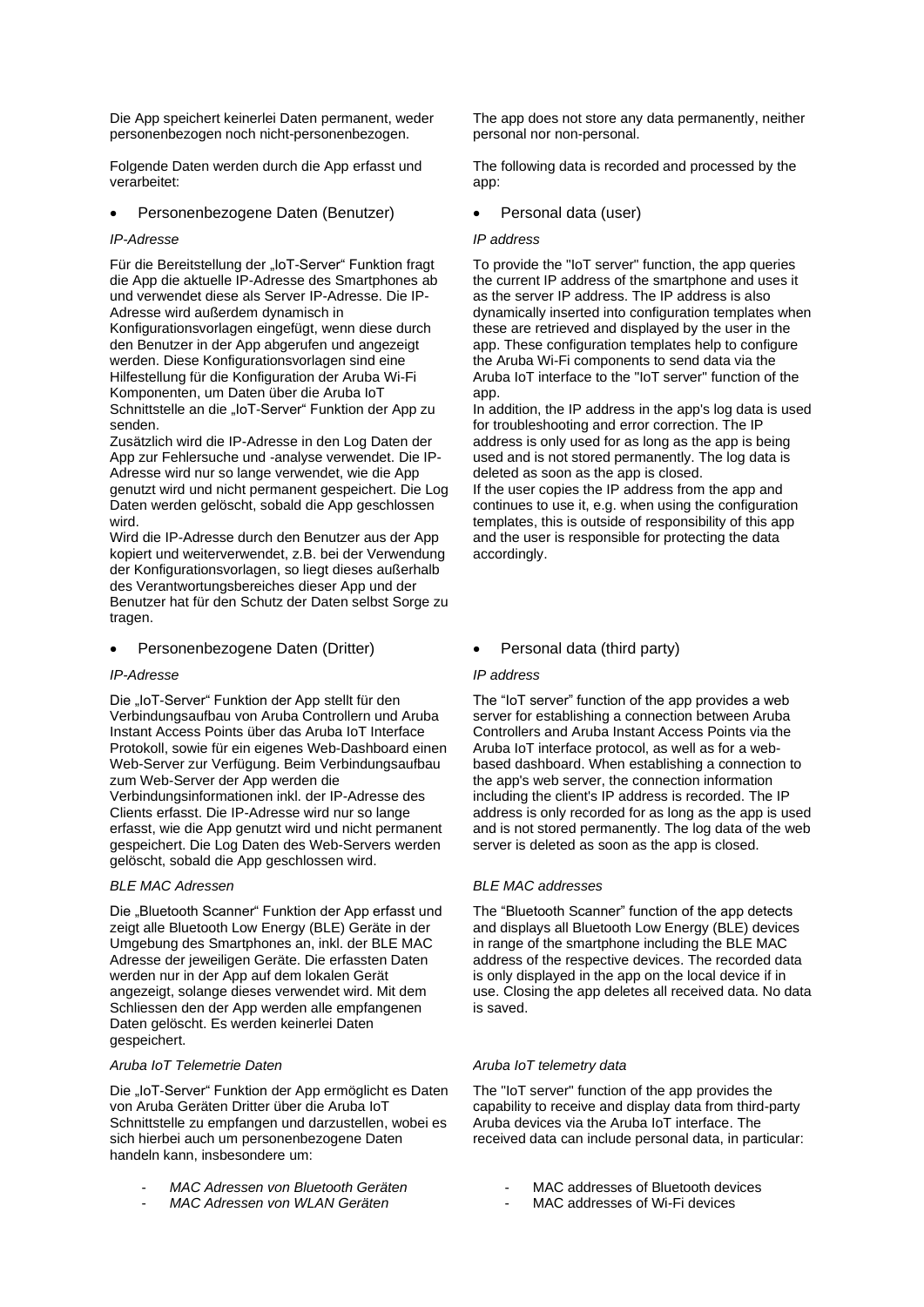Die App speichert keinerlei Daten permanent, weder personenbezogen noch nicht-personenbezogen.

Folgende Daten werden durch die App erfasst und verarbeitet:

- Personenbezogene Daten (Benutzer)

*IP-Adresse*

Für die Bereitstellung der „IoT-Server“ Funktion fragt die App die aktuelle IP-Adresse des Smartphones ab und verwendet diese als Server IP-Adresse. Die IP-Adresse wird außerdem dynamisch in Konfigurationsvorlagen eingefügt, wenn diese durch den Benutzer in der App abgerufen und angezeigt werden. Diese Konfigurationsvorlagen sind eine Hilfestellung für die Konfiguration der Aruba Wi-Fi Komponenten, um Daten über die Aruba IoT Schnittstelle an die „IoT-Server“ Funktion der App zu senden.
Zusätzlich wird die IP-Adresse in den Log Daten der App zur Fehlersuche und -analyse verwendet. Die IP-Adresse wird nur so lange verwendet, wie die App genutzt wird und nicht permanent gespeichert. Die Log Daten werden gelöscht, sobald die App geschlossen wird.
Wird die IP-Adresse durch den Benutzer aus der App kopiert und weiterverwendet, z.B. bei der Verwendung der Konfigurationsvorlagen, so liegt dieses außerhalb des Verantwortungsbereiches dieser App und der Benutzer hat für den Schutz der Daten selbst Sorge zu tragen.

- Personenbezogene Daten (Dritter)

*IP-Adresse*

Die „IoT-Server“ Funktion der App stellt für den Verbindungsaufbau von Aruba Controllern und Aruba Instant Access Points über das Aruba IoT Interface Protokoll, sowie für ein eigenes Web-Dashboard einen Web-Server zur Verfügung. Beim Verbindungsaufbau zum Web-Server der App werden die Verbindungsinformationen inkl. der IP-Adresse des Clients erfasst. Die IP-Adresse wird nur so lange erfasst, wie die App genutzt wird und nicht permanent gespeichert. Die Log Daten des Web-Servers werden gelöscht, sobald die App geschlossen wird.

*BLE MAC Adressen*

Die „Bluetooth Scanner“ Funktion der App erfasst und zeigt alle Bluetooth Low Energy (BLE) Geräte in der Umgebung des Smartphones an, inkl. der BLE MAC Adresse der jeweiligen Geräte. Die erfassten Daten werden nur in der App auf dem lokalen Gerät angezeigt, solange dieses verwendet wird. Mit dem Schliessen den der App werden alle empfangenen Daten gelöscht. Es werden keinerlei Daten gespeichert.

*Aruba IoT Telemetrie Daten*

Die „IoT-Server“ Funktion der App ermöglicht es Daten von Aruba Geräten Dritter über die Aruba IoT Schnittstelle zu empfangen und darzustellen, wobei es sich hierbei auch um personenbezogene Daten handeln kann, insbesondere um:

- *MAC Adressen von Bluetooth Geräten*
- *MAC Adressen von WLAN Geräten*

The app does not store any data permanently, neither personal nor non-personal.

The following data is recorded and processed by the app:

- Personal data (user)

*IP address*

To provide the "IoT server" function, the app queries the current IP address of the smartphone and uses it as the server IP address. The IP address is also dynamically inserted into configuration templates when these are retrieved and displayed by the user in the app. These configuration templates help to configure the Aruba Wi-Fi components to send data via the Aruba IoT interface to the "IoT server" function of the app.
In addition, the IP address in the app's log data is used for troubleshooting and error correction. The IP address is only used for as long as the app is being used and is not stored permanently. The log data is deleted as soon as the app is closed.
If the user copies the IP address from the app and continues to use it, e.g. when using the configuration templates, this is outside of responsibility of this app and the user is responsible for protecting the data accordingly.

- Personal data (third party)

*IP address*

The “IoT server” function of the app provides a web server for establishing a connection between Aruba Controllers and Aruba Instant Access Points via the Aruba IoT interface protocol, as well as for a web-based dashboard. When establishing a connection to the app's web server, the connection information including the client's IP address is recorded. The IP address is only recorded for as long as the app is used and is not stored permanently. The log data of the web server is deleted as soon as the app is closed.

*BLE MAC addresses*

The “Bluetooth Scanner” function of the app detects and displays all Bluetooth Low Energy (BLE) devices in range of the smartphone including the BLE MAC address of the respective devices. The recorded data is only displayed in the app on the local device if in use. Closing the app deletes all received data. No data is saved.

*Aruba IoT telemetry data*

The "IoT server" function of the app provides the capability to receive and display data from third-party Aruba devices via the Aruba IoT interface. The received data can include personal data, in particular:

- MAC addresses of Bluetooth devices
- MAC addresses of Wi-Fi devices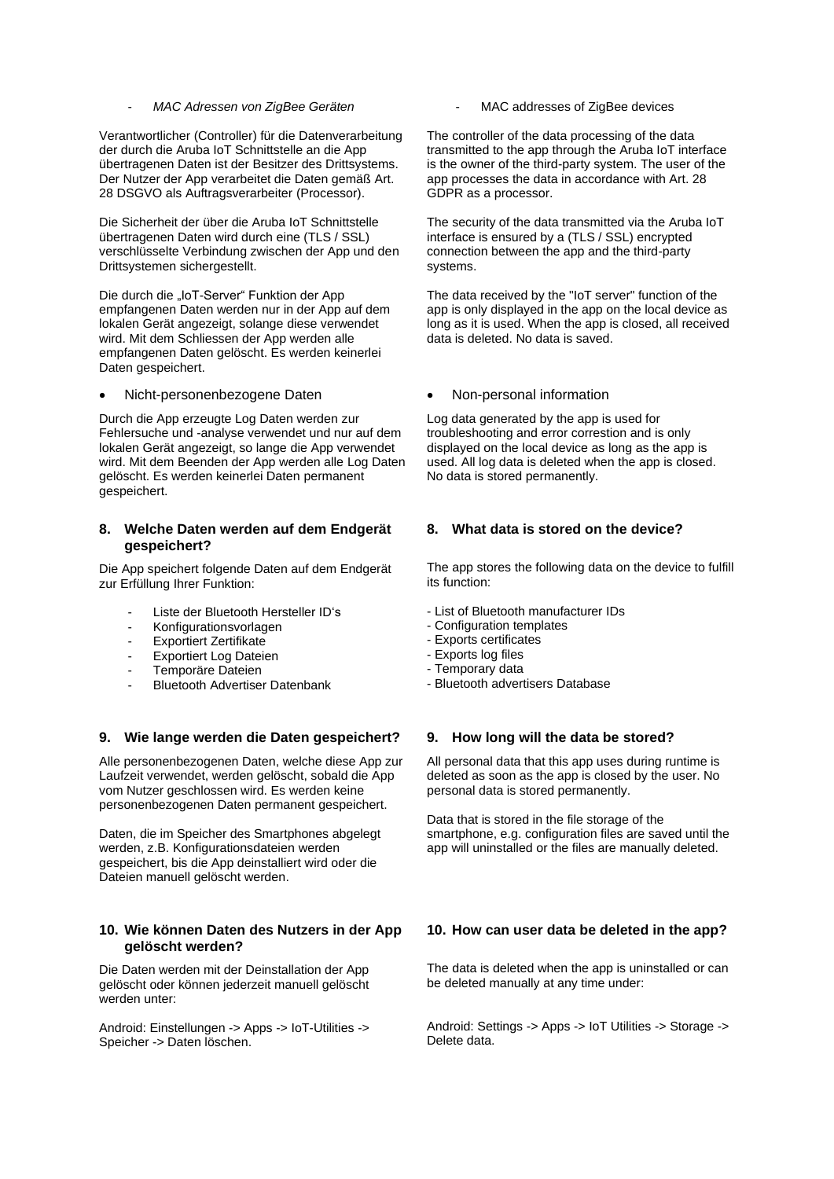- *MAC Adressen von ZigBee Geräten*

Verantwortlicher (Controller) für die Datenverarbeitung der durch die Aruba IoT Schnittstelle an die App übertragenen Daten ist der Besitzer des Drittsystems. Der Nutzer der App verarbeitet die Daten gemäß Art. 28 DSGVO als Auftragsverarbeiter (Processor).

Die Sicherheit der über die Aruba IoT Schnittstelle übertragenen Daten wird durch eine (TLS / SSL) verschlüsselte Verbindung zwischen der App und den Drittsystemen sichergestellt.

Die durch die „IoT-Server" Funktion der App empfangenen Daten werden nur in der App auf dem lokalen Gerät angezeigt, solange diese verwendet wird. Mit dem Schliessen der App werden alle empfangenen Daten gelöscht. Es werden keinerlei Daten gespeichert.

- Nicht-personenbezogene Daten

Durch die App erzeugte Log Daten werden zur Fehlersuche und -analyse verwendet und nur auf dem lokalen Gerät angezeigt, so lange die App verwendet wird. Mit dem Beenden der App werden alle Log Daten gelöscht. Es werden keinerlei Daten permanent gespeichert.

## 8. Welche Daten werden auf dem Endgerät gespeichert?

Die App speichert folgende Daten auf dem Endgerät zur Erfüllung Ihrer Funktion:

- Liste der Bluetooth Hersteller ID's
- Konfigurationsvorlagen
- Exportiert Zertifikate
- Exportiert Log Dateien
- Temporäre Dateien
- Bluetooth Advertiser Datenbank

## 9. Wie lange werden die Daten gespeichert?

Alle personenbezogenen Daten, welche diese App zur Laufzeit verwendet, werden gelöscht, sobald die App vom Nutzer geschlossen wird. Es werden keine personenbezogenen Daten permanent gespeichert.

Daten, die im Speicher des Smartphones abgelegt werden, z.B. Konfigurationsdateien werden gespeichert, bis die App deinstalliert wird oder die Dateien manuell gelöscht werden.

## 10. Wie können Daten des Nutzers in der App gelöscht werden?

Die Daten werden mit der Deinstallation der App gelöscht oder können jederzeit manuell gelöscht werden unter:

Android: Einstellungen -> Apps -> IoT-Utilities -> Speicher -> Daten löschen.

---

- MAC addresses of ZigBee devices

The controller of the data processing of the data transmitted to the app through the Aruba IoT interface is the owner of the third-party system. The user of the app processes the data in accordance with Art. 28 GDPR as a processor.

The security of the data transmitted via the Aruba IoT interface is ensured by a (TLS / SSL) encrypted connection between the app and the third-party systems.

The data received by the "IoT server" function of the app is only displayed in the app on the local device as long as it is used. When the app is closed, all received data is deleted. No data is saved.

- Non-personal information

Log data generated by the app is used for troubleshooting and error correstion and is only displayed on the local device as long as the app is used. All log data is deleted when the app is closed. No data is stored permanently.

## 8. What data is stored on the device?

The app stores the following data on the device to fulfill its function:

- List of Bluetooth manufacturer IDs
- Configuration templates
- Exports certificates
- Exports log files
- Temporary data
- Bluetooth advertisers Database

## 9. How long will the data be stored?

All personal data that this app uses during runtime is deleted as soon as the app is closed by the user. No personal data is stored permanently.

Data that is stored in the file storage of the smartphone, e.g. configuration files are saved until the app will uninstalled or the files are manually deleted.

## 10. How can user data be deleted in the app?

The data is deleted when the app is uninstalled or can be deleted manually at any time under:

Android: Settings -> Apps -> IoT Utilities -> Storage -> Delete data.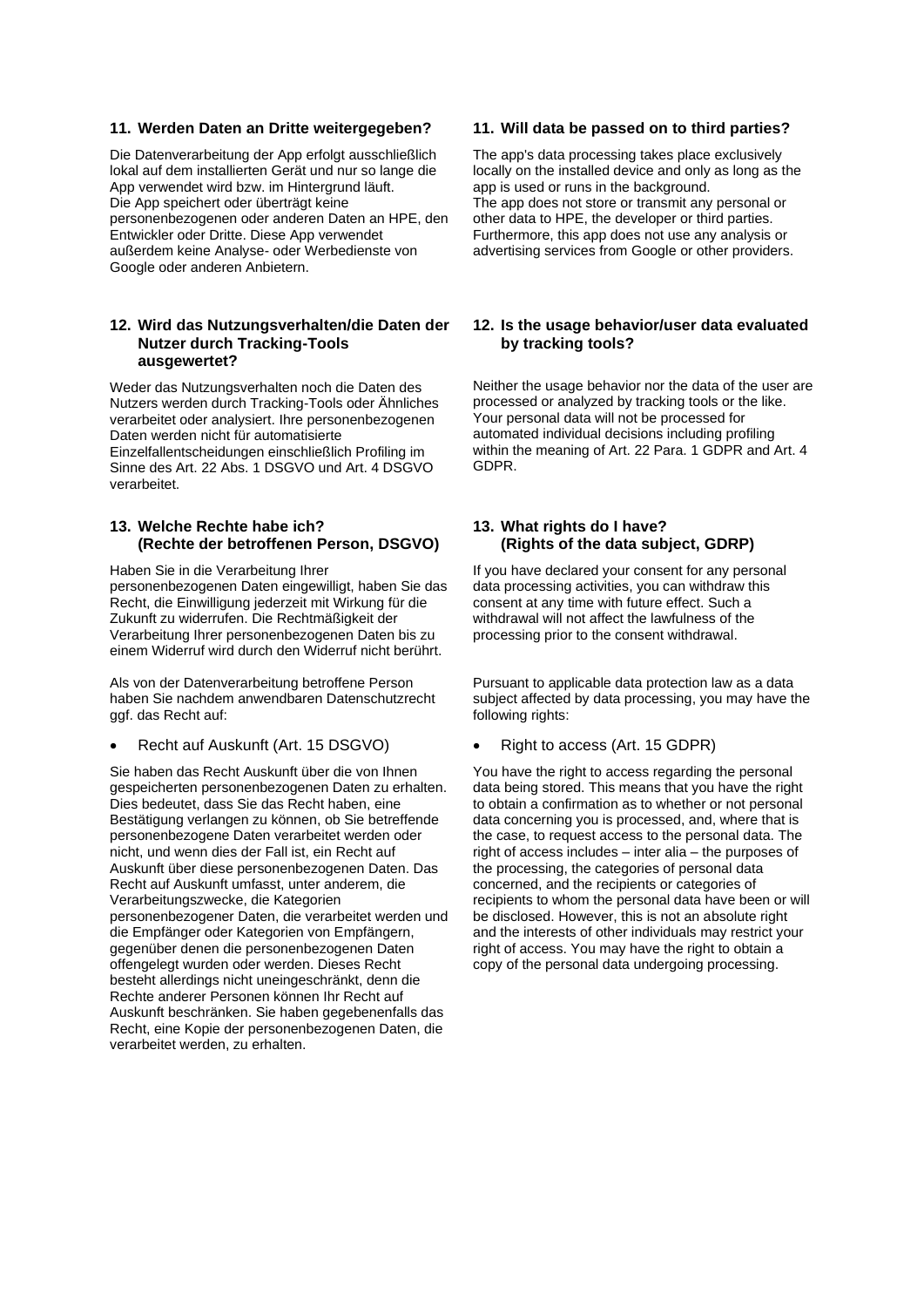## 11. Werden Daten an Dritte weitergegeben?

Die Datenverarbeitung der App erfolgt ausschließlich lokal auf dem installierten Gerät und nur so lange die App verwendet wird bzw. im Hintergrund läuft.
Die App speichert oder überträgt keine personenbezogenen oder anderen Daten an HPE, den Entwickler oder Dritte. Diese App verwendet außerdem keine Analyse- oder Werbedienste von Google oder anderen Anbietern.

## 11. Will data be passed on to third parties?

The app's data processing takes place exclusively locally on the installed device and only as long as the app is used or runs in the background.
The app does not store or transmit any personal or other data to HPE, the developer or third parties. Furthermore, this app does not use any analysis or advertising services from Google or other providers.

## 12. Wird das Nutzungsverhalten/die Daten der Nutzer durch Tracking-Tools ausgewertet?

Weder das Nutzungsverhalten noch die Daten des Nutzers werden durch Tracking-Tools oder Ähnliches verarbeitet oder analysiert. Ihre personenbezogenen Daten werden nicht für automatisierte Einzelfallentscheidungen einschließlich Profiling im Sinne des Art. 22 Abs. 1 DSGVO und Art. 4 DSGVO verarbeitet.

## 12. Is the usage behavior/user data evaluated by tracking tools?

Neither the usage behavior nor the data of the user are processed or analyzed by tracking tools or the like. Your personal data will not be processed for automated individual decisions including profiling within the meaning of Art. 22 Para. 1 GDPR and Art. 4 GDPR.

## 13. Welche Rechte habe ich? (Rechte der betroffenen Person, DSGVO)

Haben Sie in die Verarbeitung Ihrer personenbezogenen Daten eingewilligt, haben Sie das Recht, die Einwilligung jederzeit mit Wirkung für die Zukunft zu widerrufen. Die Rechtmäßigkeit der Verarbeitung Ihrer personenbezogenen Daten bis zu einem Widerruf wird durch den Widerruf nicht berührt.

Als von der Datenverarbeitung betroffene Person haben Sie nachdem anwendbaren Datenschutzrecht ggf. das Recht auf:

- Recht auf Auskunft (Art. 15 DSGVO)

Sie haben das Recht Auskunft über die von Ihnen gespeicherten personenbezogenen Daten zu erhalten. Dies bedeutet, dass Sie das Recht haben, eine Bestätigung verlangen zu können, ob Sie betreffende personenbezogene Daten verarbeitet werden oder nicht, und wenn dies der Fall ist, ein Recht auf Auskunft über diese personenbezogenen Daten. Das Recht auf Auskunft umfasst, unter anderem, die Verarbeitungszwecke, die Kategorien personenbezogener Daten, die verarbeitet werden und die Empfänger oder Kategorien von Empfängern, gegenüber denen die personenbezogenen Daten offengelegt wurden oder werden. Dieses Recht besteht allerdings nicht uneingeschränkt, denn die Rechte anderer Personen können Ihr Recht auf Auskunft beschränken. Sie haben gegebenenfalls das Recht, eine Kopie der personenbezogenen Daten, die verarbeitet werden, zu erhalten.

## 13. What rights do I have? (Rights of the data subject, GDRP)

If you have declared your consent for any personal data processing activities, you can withdraw this consent at any time with future effect. Such a withdrawal will not affect the lawfulness of the processing prior to the consent withdrawal.

Pursuant to applicable data protection law as a data subject affected by data processing, you may have the following rights:

- Right to access (Art. 15 GDPR)

You have the right to access regarding the personal data being stored. This means that you have the right to obtain a confirmation as to whether or not personal data concerning you is processed, and, where that is the case, to request access to the personal data. The right of access includes – inter alia – the purposes of the processing, the categories of personal data concerned, and the recipients or categories of recipients to whom the personal data have been or will be disclosed. However, this is not an absolute right and the interests of other individuals may restrict your right of access. You may have the right to obtain a copy of the personal data undergoing processing.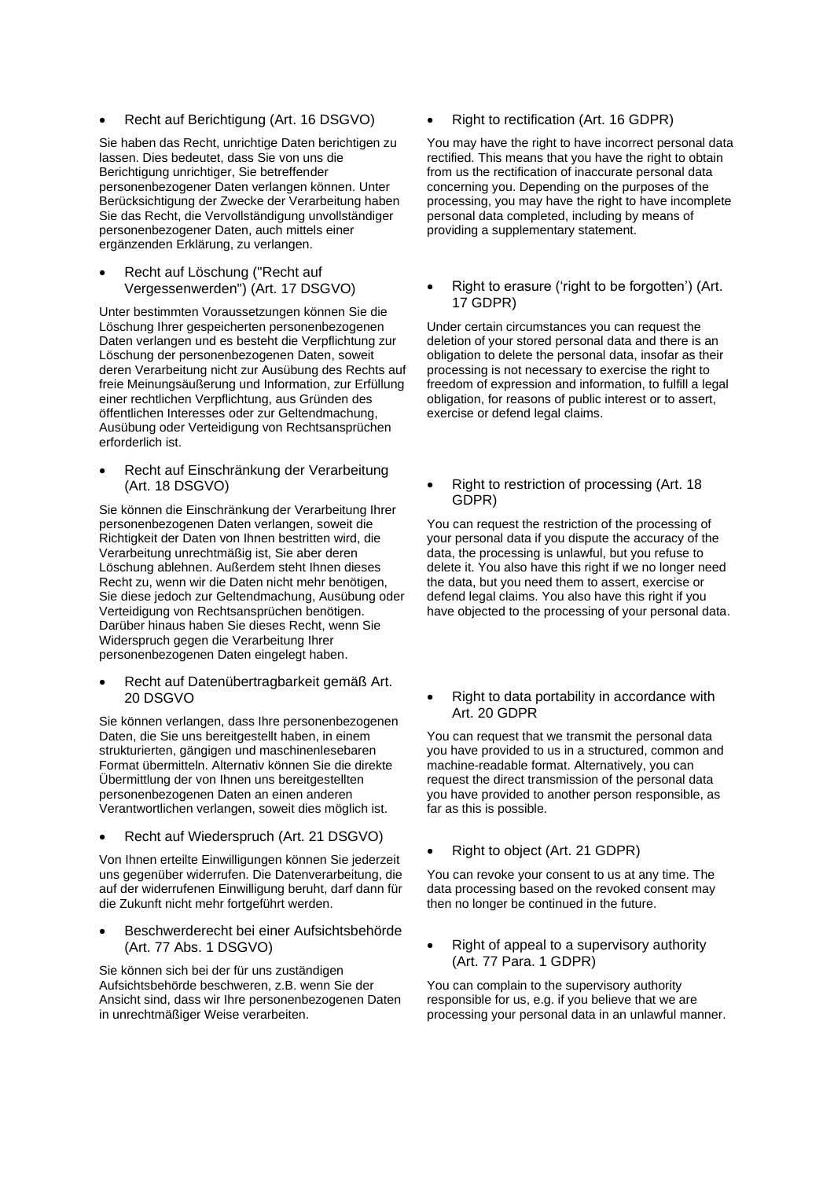- Recht auf Berichtigung (Art. 16 DSGVO)

Sie haben das Recht, unrichtige Daten berichtigen zu lassen. Dies bedeutet, dass Sie von uns die Berichtigung unrichtiger, Sie betreffender personenbezogener Daten verlangen können. Unter Berücksichtigung der Zwecke der Verarbeitung haben Sie das Recht, die Vervollständigung unvollständiger personenbezogener Daten, auch mittels einer ergänzenden Erklärung, zu verlangen.

- Recht auf Löschung ("Recht auf Vergessenwerden") (Art. 17 DSGVO)

Unter bestimmten Voraussetzungen können Sie die Löschung Ihrer gespeicherten personenbezogenen Daten verlangen und es besteht die Verpflichtung zur Löschung der personenbezogenen Daten, soweit deren Verarbeitung nicht zur Ausübung des Rechts auf freie Meinungsäußerung und Information, zur Erfüllung einer rechtlichen Verpflichtung, aus Gründen des öffentlichen Interesses oder zur Geltendmachung, Ausübung oder Verteidigung von Rechtsansprüchen erforderlich ist.

- Recht auf Einschränkung der Verarbeitung (Art. 18 DSGVO)

Sie können die Einschränkung der Verarbeitung Ihrer personenbezogenen Daten verlangen, soweit die Richtigkeit der Daten von Ihnen bestritten wird, die Verarbeitung unrechtmäßig ist, Sie aber deren Löschung ablehnen. Außerdem steht Ihnen dieses Recht zu, wenn wir die Daten nicht mehr benötigen, Sie diese jedoch zur Geltendmachung, Ausübung oder Verteidigung von Rechtsansprüchen benötigen. Darüber hinaus haben Sie dieses Recht, wenn Sie Widerspruch gegen die Verarbeitung Ihrer personenbezogenen Daten eingelegt haben.

- Recht auf Datenübertragbarkeit gemäß Art. 20 DSGVO

Sie können verlangen, dass Ihre personenbezogenen Daten, die Sie uns bereitgestellt haben, in einem strukturierten, gängigen und maschinenlesebaren Format übermitteln. Alternativ können Sie die direkte Übermittlung der von Ihnen uns bereitgestellten personenbezogenen Daten an einen anderen Verantwortlichen verlangen, soweit dies möglich ist.

- Recht auf Wiederspruch (Art. 21 DSGVO)

Von Ihnen erteilte Einwilligungen können Sie jederzeit uns gegenüber widerrufen. Die Datenverarbeitung, die auf der widerrufenen Einwilligung beruht, darf dann für die Zukunft nicht mehr fortgeführt werden.

- Beschwerderecht bei einer Aufsichtsbehörde (Art. 77 Abs. 1 DSGVO)

Sie können sich bei der für uns zuständigen Aufsichtsbehörde beschweren, z.B. wenn Sie der Ansicht sind, dass wir Ihre personenbezogenen Daten in unrechtmäßiger Weise verarbeiten.

- Right to rectification (Art. 16 GDPR)

You may have the right to have incorrect personal data rectified. This means that you have the right to obtain from us the rectification of inaccurate personal data concerning you. Depending on the purposes of the processing, you may have the right to have incomplete personal data completed, including by means of providing a supplementary statement.

- Right to erasure ('right to be forgotten') (Art. 17 GDPR)

Under certain circumstances you can request the deletion of your stored personal data and there is an obligation to delete the personal data, insofar as their processing is not necessary to exercise the right to freedom of expression and information, to fulfill a legal obligation, for reasons of public interest or to assert, exercise or defend legal claims.

- Right to restriction of processing (Art. 18 GDPR)

You can request the restriction of the processing of your personal data if you dispute the accuracy of the data, the processing is unlawful, but you refuse to delete it. You also have this right if we no longer need the data, but you need them to assert, exercise or defend legal claims. You also have this right if you have objected to the processing of your personal data.

- Right to data portability in accordance with Art. 20 GDPR

You can request that we transmit the personal data you have provided to us in a structured, common and machine-readable format. Alternatively, you can request the direct transmission of the personal data you have provided to another person responsible, as far as this is possible.

- Right to object (Art. 21 GDPR)

You can revoke your consent to us at any time. The data processing based on the revoked consent may then no longer be continued in the future.

- Right of appeal to a supervisory authority (Art. 77 Para. 1 GDPR)

You can complain to the supervisory authority responsible for us, e.g. if you believe that we are processing your personal data in an unlawful manner.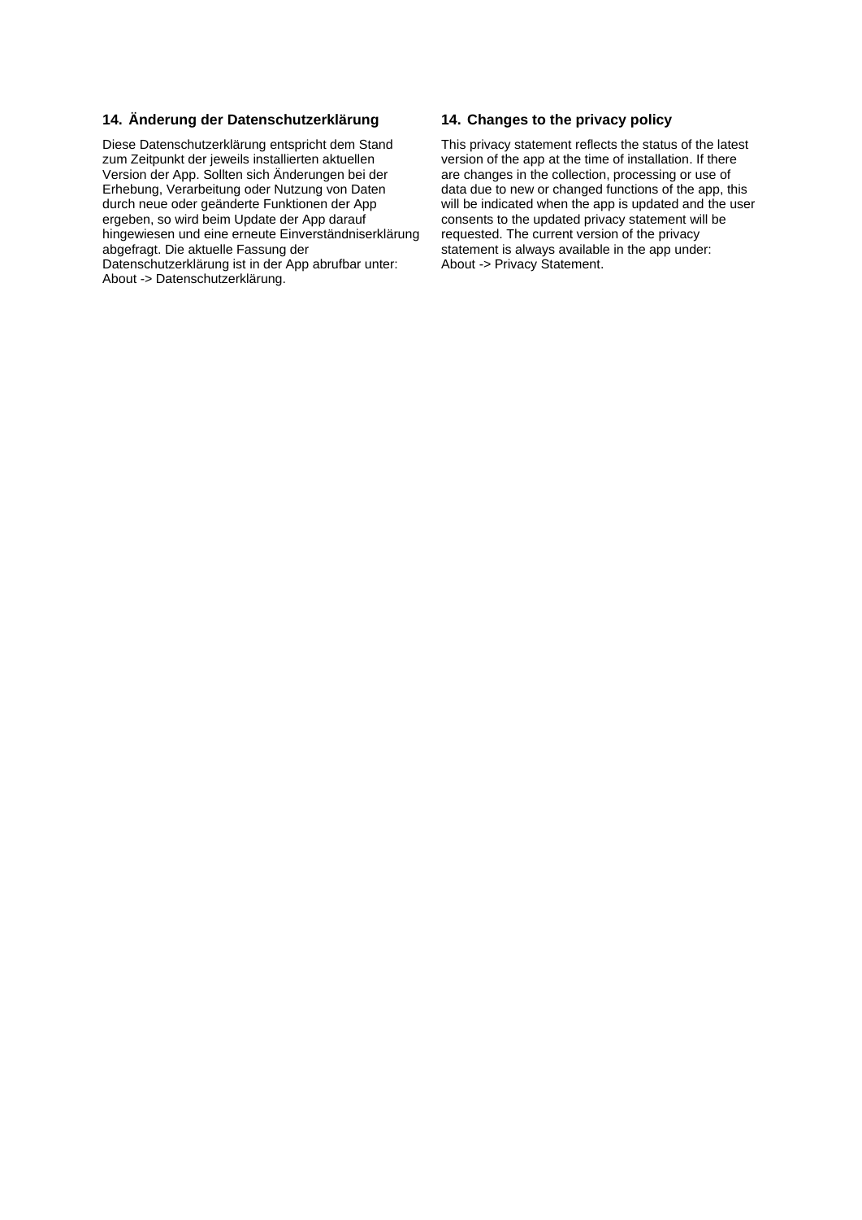## 14. Änderung der Datenschutzerklärung

Diese Datenschutzerklärung entspricht dem Stand zum Zeitpunkt der jeweils installierten aktuellen Version der App. Sollten sich Änderungen bei der Erhebung, Verarbeitung oder Nutzung von Daten durch neue oder geänderte Funktionen der App ergeben, so wird beim Update der App darauf hingewiesen und eine erneute Einverständniserklärung abgefragt. Die aktuelle Fassung der Datenschutzerklärung ist in der App abrufbar unter: About -> Datenschutzerklärung.

## 14. Changes to the privacy policy

This privacy statement reflects the status of the latest version of the app at the time of installation. If there are changes in the collection, processing or use of data due to new or changed functions of the app, this will be indicated when the app is updated and the user consents to the updated privacy statement will be requested. The current version of the privacy statement is always available in the app under: About -> Privacy Statement.